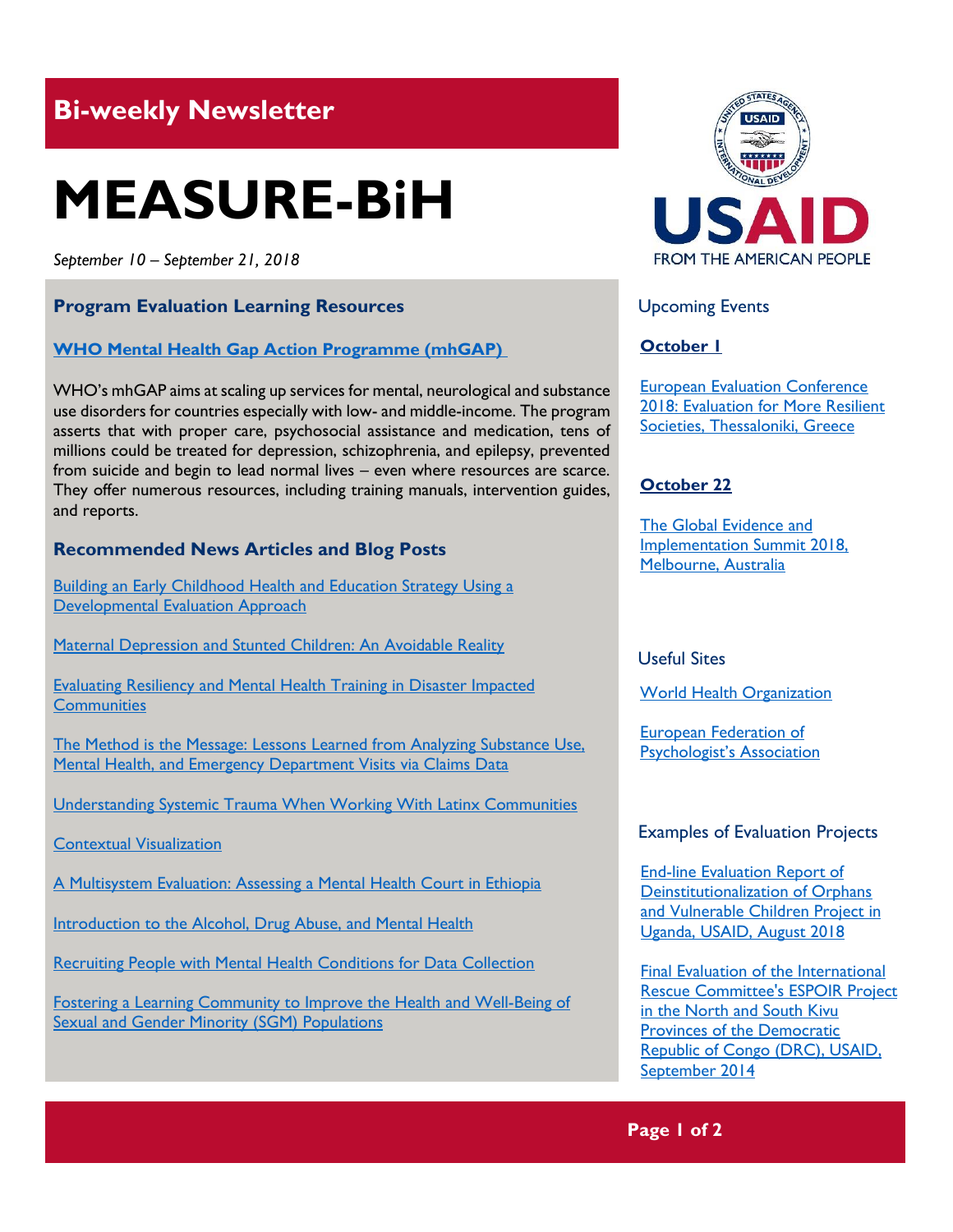## Bi-weekly Newsletter

# MEASURE-BiH

*September 10 – September 21, 2018*

### Program Evaluation Learning Resources

**WHO Mental Health Gap Action Programme (mhGAP)**

WHO's mhGAP aims at scaling up services for mental, neurological and substance use disorders for countries especially with low- and middle-income. The program asserts that with proper care, psychosocial assistance and medication, tens of millions could be treated for depression, schizophrenia, and epilepsy, prevented from suicide and begin to lead normal lives – even where resources are scarce. They offer numerous resources, including training manuals, intervention guides, and reports.

### Recommended News Articles and Blog Posts

Building an Early Childhood Health and Education Strategy Using a Developmental Evaluation Approach

Maternal Depression and Stunted Children: An Avoidable Reality

Evaluating Resiliency and Mental Health Training in Disaster Impacted Communities

The Method is the Message: Lessons Learned from Analyzing Substance Use, Mental Health, and Emergency Department Visits via Claims Data

Understanding Systemic Trauma When Working With Latinx Communities

Contextual Visualization

A Multisystem Evaluation: Assessing a Mental Health Court in Ethiopia

Introduction to the Alcohol, Drug Abuse, and Mental Health

Recruiting People with Mental Health Conditions for Data Collection

Fostering a Learning Community to Improve the Health and Well-Being of Sexual and Gender Minority (SGM) Populations

USAID FROM THE AMERICAN PEOPLE

### Upcoming Events

**October 1**

European Evaluation Conference 2018: Evaluation for More Resilient Societies, Thessaloniki, Greece

**October 22**

The Global Evidence and Implementation Summit 2018, Melbourne, Australia

### Useful Sites

World Health Organization

European Federation of Psychologist's Association

### Examples of Evaluation Projects

End-line Evaluation Report of Deinstitutionalization of Orphans and Vulnerable Children Project in Uganda, USAID, August 2018

Final Evaluation of the International Rescue Committee's ESPOIR Project in the North and South Kivu Provinces of the Democratic Republic of Congo (DRC), USAID, September 2014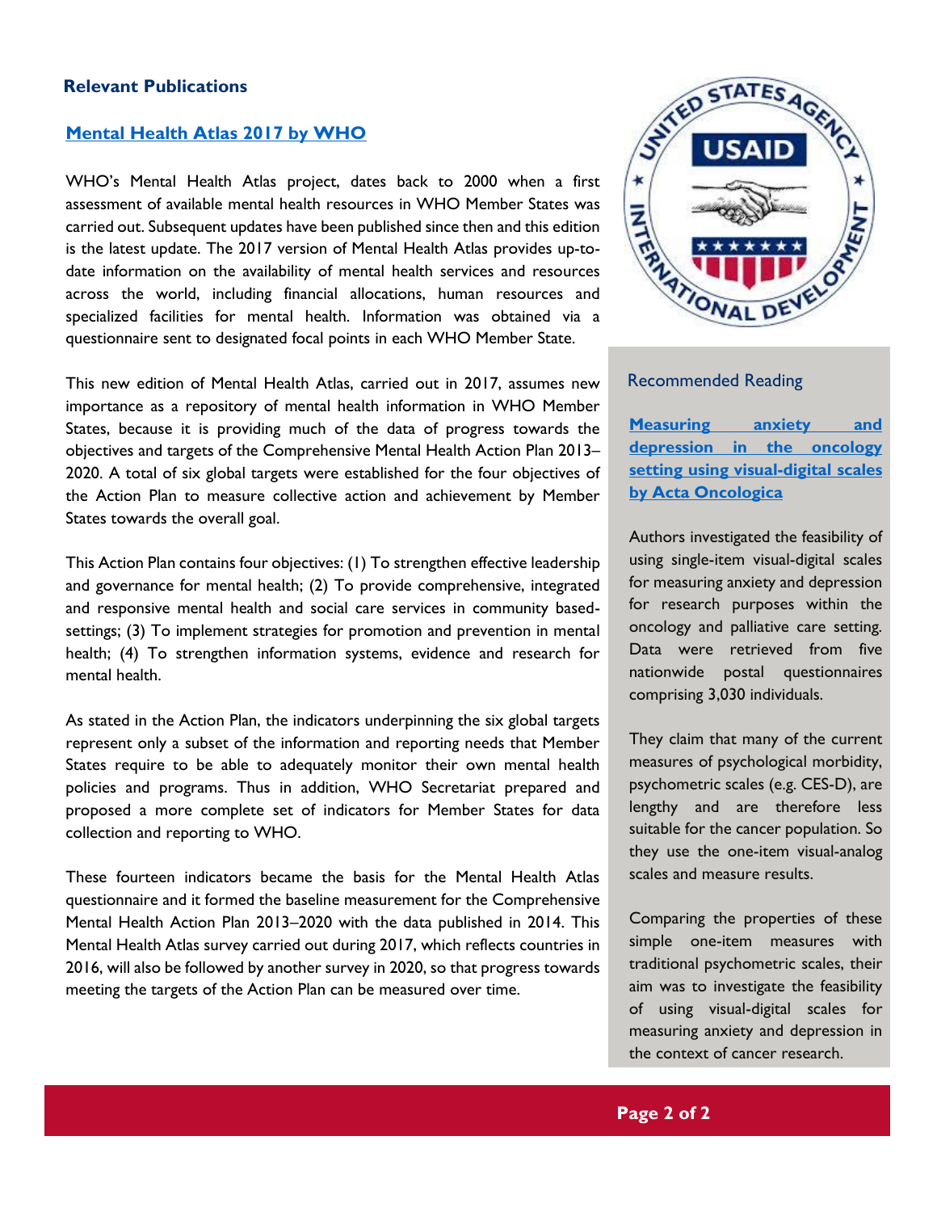## Relevant Publications

### Mental Health Atlas 2017 by WHO

WHO's Mental Health Atlas project, dates back to 2000 when a first assessment of available mental health resources in WHO Member States was carried out. Subsequent updates have been published since then and this edition is the latest update. The 2017 version of Mental Health Atlas provides up-to-date information on the availability of mental health services and resources across the world, including financial allocations, human resources and specialized facilities for mental health. Information was obtained via a questionnaire sent to designated focal points in each WHO Member State.

This new edition of Mental Health Atlas, carried out in 2017, assumes new importance as a repository of mental health information in WHO Member States, because it is providing much of the data of progress towards the objectives and targets of the Comprehensive Mental Health Action Plan 2013–2020. A total of six global targets were established for the four objectives of the Action Plan to measure collective action and achievement by Member States towards the overall goal.

This Action Plan contains four objectives: (1) To strengthen effective leadership and governance for mental health; (2) To provide comprehensive, integrated and responsive mental health and social care services in community based-settings; (3) To implement strategies for promotion and prevention in mental health; (4) To strengthen information systems, evidence and research for mental health.

As stated in the Action Plan, the indicators underpinning the six global targets represent only a subset of the information and reporting needs that Member States require to be able to adequately monitor their own mental health policies and programs. Thus in addition, WHO Secretariat prepared and proposed a more complete set of indicators for Member States for data collection and reporting to WHO.

These fourteen indicators became the basis for the Mental Health Atlas questionnaire and it formed the baseline measurement for the Comprehensive Mental Health Action Plan 2013–2020 with the data published in 2014. This Mental Health Atlas survey carried out during 2017, which reflects countries in 2016, will also be followed by another survey in 2020, so that progress towards meeting the targets of the Action Plan can be measured over time.

## Recommended Reading

### Measuring anxiety and depression in the oncology setting using visual-digital scales by Acta Oncologica

Authors investigated the feasibility of using single-item visual-digital scales for measuring anxiety and depression for research purposes within the oncology and palliative care setting. Data were retrieved from five nationwide postal questionnaires comprising 3,030 individuals.

They claim that many of the current measures of psychological morbidity, psychometric scales (e.g. CES-D), are lengthy and are therefore less suitable for the cancer population. So they use the one-item visual-analog scales and measure results.

Comparing the properties of these simple one-item measures with traditional psychometric scales, their aim was to investigate the feasibility of using visual-digital scales for measuring anxiety and depression in the context of cancer research.